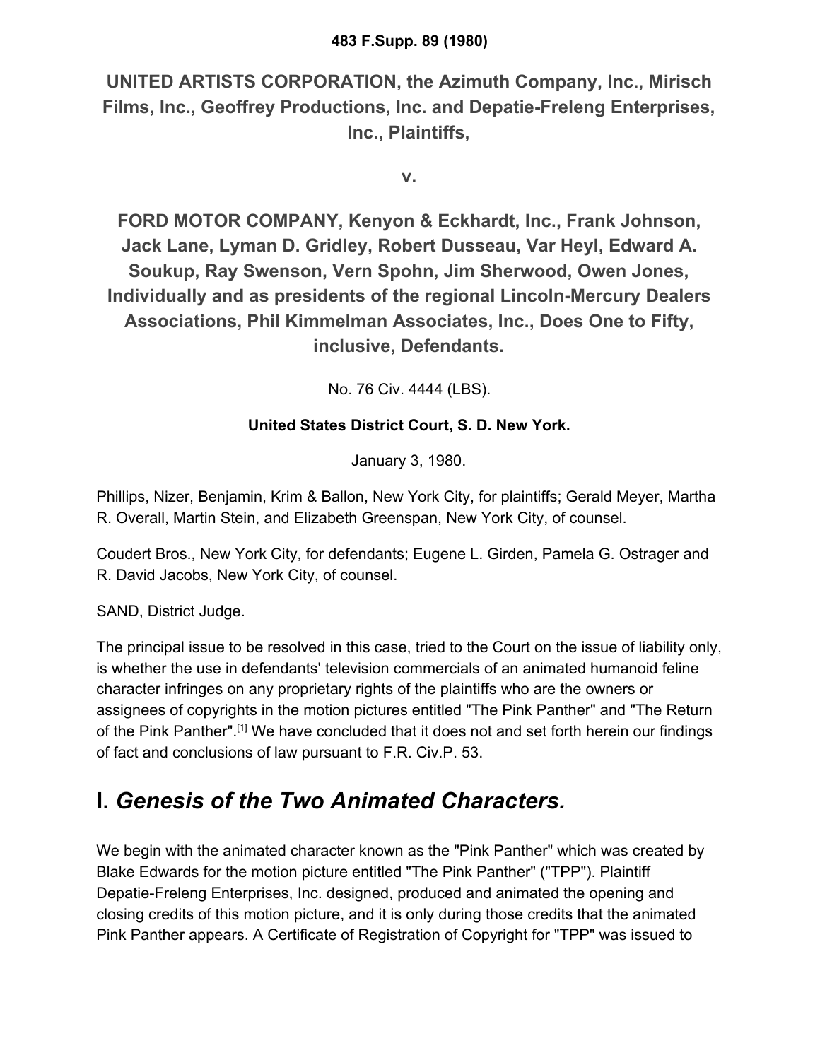**483 F.Supp. 89 (1980)**

## UNITED ARTISTS CORPORATION, the Azimuth Company, Inc., Mirisch Films, Inc., Geoffrey Productions, Inc. and Depatie-Freleng Enterprises, Inc., Plaintiffs,

## v.

## FORD MOTOR COMPANY, Kenyon & Eckhardt, Inc., Frank Johnson, Jack Lane, Lyman D. Gridley, Robert Dusseau, Var Heyl, Edward A. Soukup, Ray Swenson, Vern Spohn, Jim Sherwood, Owen Jones, Individually and as presidents of the regional Lincoln-Mercury Dealers Associations, Phil Kimmelman Associates, Inc., Does One to Fifty, inclusive, Defendants.

No. 76 Civ. 4444 (LBS).

**United States District Court, S. D. New York.**

January 3, 1980.

Phillips, Nizer, Benjamin, Krim & Ballon, New York City, for plaintiffs; Gerald Meyer, Martha R. Overall, Martin Stein, and Elizabeth Greenspan, New York City, of counsel.

Coudert Bros., New York City, for defendants; Eugene L. Girden, Pamela G. Ostrager and R. David Jacobs, New York City, of counsel.

SAND, District Judge.

The principal issue to be resolved in this case, tried to the Court on the issue of liability only, is whether the use in defendants' television commercials of an animated humanoid feline character infringes on any proprietary rights of the plaintiffs who are the owners or assignees of copyrights in the motion pictures entitled "The Pink Panther" and "The Return of the Pink Panther".[1] We have concluded that it does not and set forth herein our findings of fact and conclusions of law pursuant to F.R. Civ.P. 53.

# I. *Genesis of the Two Animated Characters.*

We begin with the animated character known as the "Pink Panther" which was created by Blake Edwards for the motion picture entitled "The Pink Panther" ("TPP"). Plaintiff Depatie-Freleng Enterprises, Inc. designed, produced and animated the opening and closing credits of this motion picture, and it is only during those credits that the animated Pink Panther appears. A Certificate of Registration of Copyright for "TPP" was issued to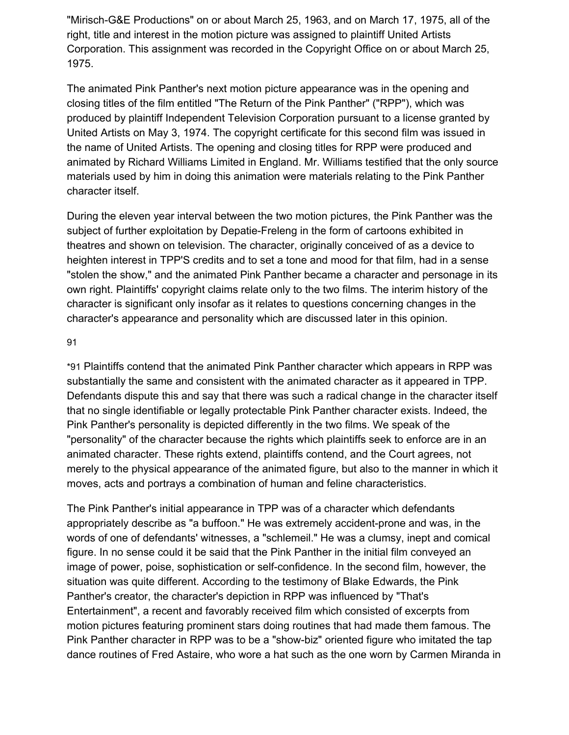"Mirisch-G&E Productions" on or about March 25, 1963, and on March 17, 1975, all of the right, title and interest in the motion picture was assigned to plaintiff United Artists Corporation. This assignment was recorded in the Copyright Office on or about March 25, 1975.

The animated Pink Panther's next motion picture appearance was in the opening and closing titles of the film entitled "The Return of the Pink Panther" ("RPP"), which was produced by plaintiff Independent Television Corporation pursuant to a license granted by United Artists on May 3, 1974. The copyright certificate for this second film was issued in the name of United Artists. The opening and closing titles for RPP were produced and animated by Richard Williams Limited in England. Mr. Williams testified that the only source materials used by him in doing this animation were materials relating to the Pink Panther character itself.

During the eleven year interval between the two motion pictures, the Pink Panther was the subject of further exploitation by Depatie-Freleng in the form of cartoons exhibited in theatres and shown on television. The character, originally conceived of as a device to heighten interest in TPP'S credits and to set a tone and mood for that film, had in a sense "stolen the show," and the animated Pink Panther became a character and personage in its own right. Plaintiffs' copyright claims relate only to the two films. The interim history of the character is significant only insofar as it relates to questions concerning changes in the character's appearance and personality which are discussed later in this opinion.

*91 Plaintiffs contend that the animated Pink Panther character which appears in RPP was substantially the same and consistent with the animated character as it appeared in TPP. Defendants dispute this and say that there was such a radical change in the character itself that no single identifiable or legally protectable Pink Panther character exists. Indeed, the Pink Panther's personality is depicted differently in the two films. We speak of the "personality" of the character because the rights which plaintiffs seek to enforce are in an animated character. These rights extend, plaintiffs contend, and the Court agrees, not merely to the physical appearance of the animated figure, but also to the manner in which it moves, acts and portrays a combination of human and feline characteristics.

The Pink Panther's initial appearance in TPP was of a character which defendants appropriately describe as "a buffoon." He was extremely accident-prone and was, in the words of one of defendants' witnesses, a "schlemeil." He was a clumsy, inept and comical figure. In no sense could it be said that the Pink Panther in the initial film conveyed an image of power, poise, sophistication or self-confidence. In the second film, however, the situation was quite different. According to the testimony of Blake Edwards, the Pink Panther's creator, the character's depiction in RPP was influenced by "That's Entertainment", a recent and favorably received film which consisted of excerpts from motion pictures featuring prominent stars doing routines that had made them famous. The Pink Panther character in RPP was to be a "show-biz" oriented figure who imitated the tap dance routines of Fred Astaire, who wore a hat such as the one worn by Carmen Miranda in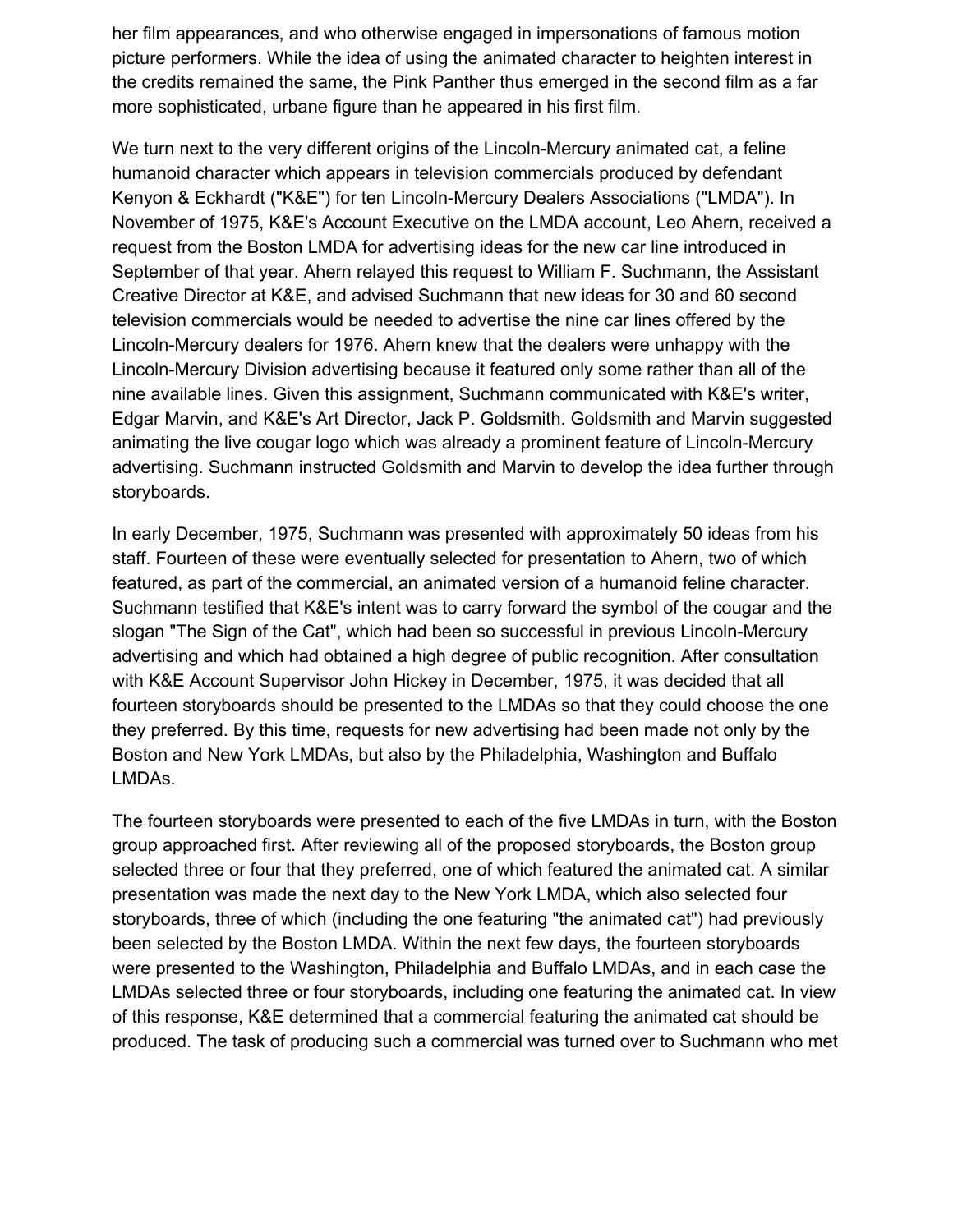her film appearances, and who otherwise engaged in impersonations of famous motion picture performers. While the idea of using the animated character to heighten interest in the credits remained the same, the Pink Panther thus emerged in the second film as a far more sophisticated, urbane figure than he appeared in his first film.

We turn next to the very different origins of the Lincoln-Mercury animated cat, a feline humanoid character which appears in television commercials produced by defendant Kenyon & Eckhardt ("K&E") for ten Lincoln-Mercury Dealers Associations ("LMDA"). In November of 1975, K&E's Account Executive on the LMDA account, Leo Ahern, received a request from the Boston LMDA for advertising ideas for the new car line introduced in September of that year. Ahern relayed this request to William F. Suchmann, the Assistant Creative Director at K&E, and advised Suchmann that new ideas for 30 and 60 second television commercials would be needed to advertise the nine car lines offered by the Lincoln-Mercury dealers for 1976. Ahern knew that the dealers were unhappy with the Lincoln-Mercury Division advertising because it featured only some rather than all of the nine available lines. Given this assignment, Suchmann communicated with K&E's writer, Edgar Marvin, and K&E's Art Director, Jack P. Goldsmith. Goldsmith and Marvin suggested animating the live cougar logo which was already a prominent feature of Lincoln-Mercury advertising. Suchmann instructed Goldsmith and Marvin to develop the idea further through storyboards.

In early December, 1975, Suchmann was presented with approximately 50 ideas from his staff. Fourteen of these were eventually selected for presentation to Ahern, two of which featured, as part of the commercial, an animated version of a humanoid feline character. Suchmann testified that K&E's intent was to carry forward the symbol of the cougar and the slogan "The Sign of the Cat", which had been so successful in previous Lincoln-Mercury advertising and which had obtained a high degree of public recognition. After consultation with K&E Account Supervisor John Hickey in December, 1975, it was decided that all fourteen storyboards should be presented to the LMDAs so that they could choose the one they preferred. By this time, requests for new advertising had been made not only by the Boston and New York LMDAs, but also by the Philadelphia, Washington and Buffalo LMDAs.

The fourteen storyboards were presented to each of the five LMDAs in turn, with the Boston group approached first. After reviewing all of the proposed storyboards, the Boston group selected three or four that they preferred, one of which featured the animated cat. A similar presentation was made the next day to the New York LMDA, which also selected four storyboards, three of which (including the one featuring "the animated cat") had previously been selected by the Boston LMDA. Within the next few days, the fourteen storyboards were presented to the Washington, Philadelphia and Buffalo LMDAs, and in each case the LMDAs selected three or four storyboards, including one featuring the animated cat. In view of this response, K&E determined that a commercial featuring the animated cat should be produced. The task of producing such a commercial was turned over to Suchmann who met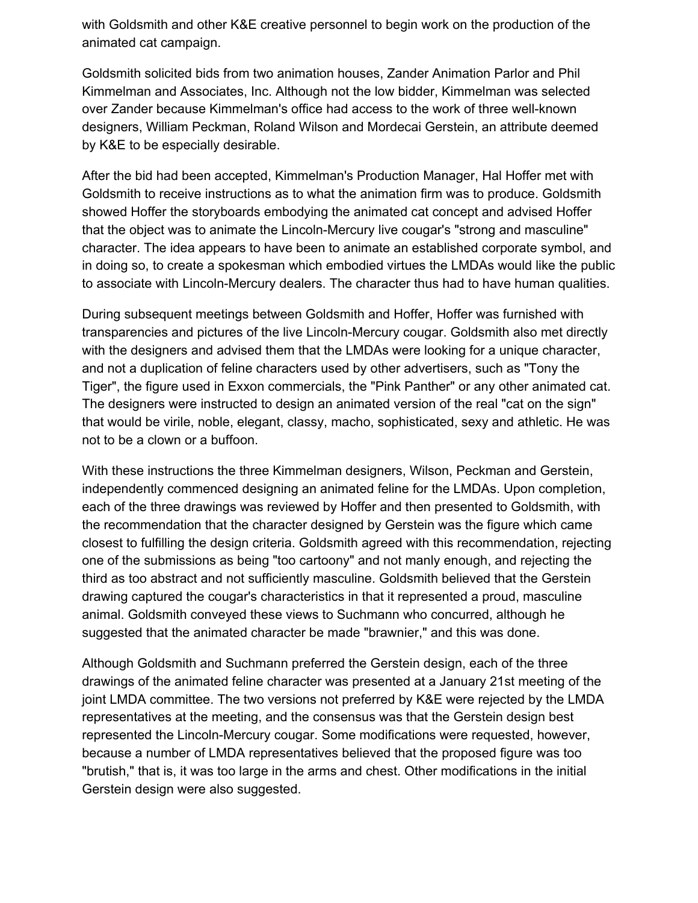with Goldsmith and other K&E creative personnel to begin work on the production of the animated cat campaign.

Goldsmith solicited bids from two animation houses, Zander Animation Parlor and Phil Kimmelman and Associates, Inc. Although not the low bidder, Kimmelman was selected over Zander because Kimmelman's office had access to the work of three well-known designers, William Peckman, Roland Wilson and Mordecai Gerstein, an attribute deemed by K&E to be especially desirable.

After the bid had been accepted, Kimmelman's Production Manager, Hal Hoffer met with Goldsmith to receive instructions as to what the animation firm was to produce. Goldsmith showed Hoffer the storyboards embodying the animated cat concept and advised Hoffer that the object was to animate the Lincoln-Mercury live cougar's "strong and masculine" character. The idea appears to have been to animate an established corporate symbol, and in doing so, to create a spokesman which embodied virtues the LMDAs would like the public to associate with Lincoln-Mercury dealers. The character thus had to have human qualities.

During subsequent meetings between Goldsmith and Hoffer, Hoffer was furnished with transparencies and pictures of the live Lincoln-Mercury cougar. Goldsmith also met directly with the designers and advised them that the LMDAs were looking for a unique character, and not a duplication of feline characters used by other advertisers, such as "Tony the Tiger", the figure used in Exxon commercials, the "Pink Panther" or any other animated cat. The designers were instructed to design an animated version of the real "cat on the sign" that would be virile, noble, elegant, classy, macho, sophisticated, sexy and athletic. He was not to be a clown or a buffoon.

With these instructions the three Kimmelman designers, Wilson, Peckman and Gerstein, independently commenced designing an animated feline for the LMDAs. Upon completion, each of the three drawings was reviewed by Hoffer and then presented to Goldsmith, with the recommendation that the character designed by Gerstein was the figure which came closest to fulfilling the design criteria. Goldsmith agreed with this recommendation, rejecting one of the submissions as being "too cartoony" and not manly enough, and rejecting the third as too abstract and not sufficiently masculine. Goldsmith believed that the Gerstein drawing captured the cougar's characteristics in that it represented a proud, masculine animal. Goldsmith conveyed these views to Suchmann who concurred, although he suggested that the animated character be made "brawnier," and this was done.

Although Goldsmith and Suchmann preferred the Gerstein design, each of the three drawings of the animated feline character was presented at a January 21st meeting of the joint LMDA committee. The two versions not preferred by K&E were rejected by the LMDA representatives at the meeting, and the consensus was that the Gerstein design best represented the Lincoln-Mercury cougar. Some modifications were requested, however, because a number of LMDA representatives believed that the proposed figure was too "brutish," that is, it was too large in the arms and chest. Other modifications in the initial Gerstein design were also suggested.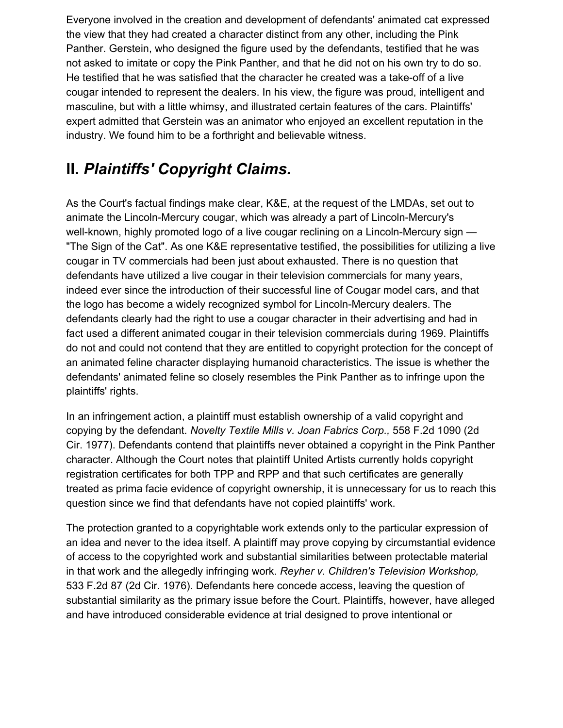Everyone involved in the creation and development of defendants' animated cat expressed the view that they had created a character distinct from any other, including the Pink Panther. Gerstein, who designed the figure used by the defendants, testified that he was not asked to imitate or copy the Pink Panther, and that he did not on his own try to do so. He testified that he was satisfied that the character he created was a take-off of a live cougar intended to represent the dealers. In his view, the figure was proud, intelligent and masculine, but with a little whimsy, and illustrated certain features of the cars. Plaintiffs' expert admitted that Gerstein was an animator who enjoyed an excellent reputation in the industry. We found him to be a forthright and believable witness.

## II. *Plaintiffs' Copyright Claims.*

As the Court's factual findings make clear, K&E, at the request of the LMDAs, set out to animate the Lincoln-Mercury cougar, which was already a part of Lincoln-Mercury's well-known, highly promoted logo of a live cougar reclining on a Lincoln-Mercury sign — "The Sign of the Cat". As one K&E representative testified, the possibilities for utilizing a live cougar in TV commercials had been just about exhausted. There is no question that defendants have utilized a live cougar in their television commercials for many years, indeed ever since the introduction of their successful line of Cougar model cars, and that the logo has become a widely recognized symbol for Lincoln-Mercury dealers. The defendants clearly had the right to use a cougar character in their advertising and had in fact used a different animated cougar in their television commercials during 1969. Plaintiffs do not and could not contend that they are entitled to copyright protection for the concept of an animated feline character displaying humanoid characteristics. The issue is whether the defendants' animated feline so closely resembles the Pink Panther as to infringe upon the plaintiffs' rights.

In an infringement action, a plaintiff must establish ownership of a valid copyright and copying by the defendant. *Novelty Textile Mills v. Joan Fabrics Corp.,* 558 F.2d 1090 (2d Cir. 1977). Defendants contend that plaintiffs never obtained a copyright in the Pink Panther character. Although the Court notes that plaintiff United Artists currently holds copyright registration certificates for both TPP and RPP and that such certificates are generally treated as prima facie evidence of copyright ownership, it is unnecessary for us to reach this question since we find that defendants have not copied plaintiffs' work.

The protection granted to a copyrightable work extends only to the particular expression of an idea and never to the idea itself. A plaintiff may prove copying by circumstantial evidence of access to the copyrighted work and substantial similarities between protectable material in that work and the allegedly infringing work. *Reyher v. Children's Television Workshop,* 533 F.2d 87 (2d Cir. 1976). Defendants here concede access, leaving the question of substantial similarity as the primary issue before the Court. Plaintiffs, however, have alleged and have introduced considerable evidence at trial designed to prove intentional or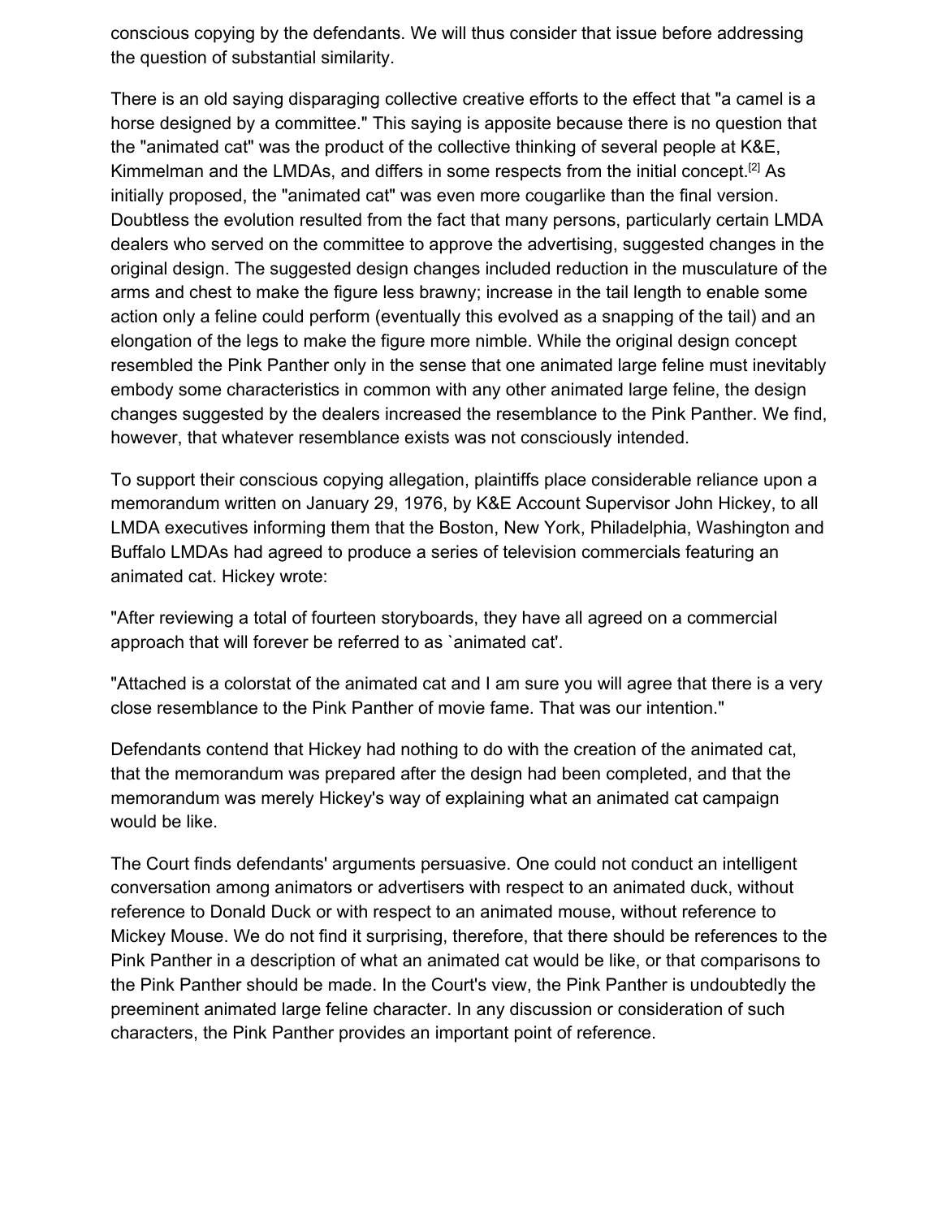conscious copying by the defendants. We will thus consider that issue before addressing the question of substantial similarity.

There is an old saying disparaging collective creative efforts to the effect that "a camel is a horse designed by a committee." This saying is apposite because there is no question that the "animated cat" was the product of the collective thinking of several people at K&E, Kimmelman and the LMDAs, and differs in some respects from the initial concept.[2] As initially proposed, the "animated cat" was even more cougarlike than the final version. Doubtless the evolution resulted from the fact that many persons, particularly certain LMDA dealers who served on the committee to approve the advertising, suggested changes in the original design. The suggested design changes included reduction in the musculature of the arms and chest to make the figure less brawny; increase in the tail length to enable some action only a feline could perform (eventually this evolved as a snapping of the tail) and an elongation of the legs to make the figure more nimble. While the original design concept resembled the Pink Panther only in the sense that one animated large feline must inevitably embody some characteristics in common with any other animated large feline, the design changes suggested by the dealers increased the resemblance to the Pink Panther. We find, however, that whatever resemblance exists was not consciously intended.

To support their conscious copying allegation, plaintiffs place considerable reliance upon a memorandum written on January 29, 1976, by K&E Account Supervisor John Hickey, to all LMDA executives informing them that the Boston, New York, Philadelphia, Washington and Buffalo LMDAs had agreed to produce a series of television commercials featuring an animated cat. Hickey wrote:

"After reviewing a total of fourteen storyboards, they have all agreed on a commercial approach that will forever be referred to as `animated cat'.

"Attached is a colorstat of the animated cat and I am sure you will agree that there is a very close resemblance to the Pink Panther of movie fame. That was our intention."

Defendants contend that Hickey had nothing to do with the creation of the animated cat, that the memorandum was prepared after the design had been completed, and that the memorandum was merely Hickey's way of explaining what an animated cat campaign would be like.

The Court finds defendants' arguments persuasive. One could not conduct an intelligent conversation among animators or advertisers with respect to an animated duck, without reference to Donald Duck or with respect to an animated mouse, without reference to Mickey Mouse. We do not find it surprising, therefore, that there should be references to the Pink Panther in a description of what an animated cat would be like, or that comparisons to the Pink Panther should be made. In the Court's view, the Pink Panther is undoubtedly the preeminent animated large feline character. In any discussion or consideration of such characters, the Pink Panther provides an important point of reference.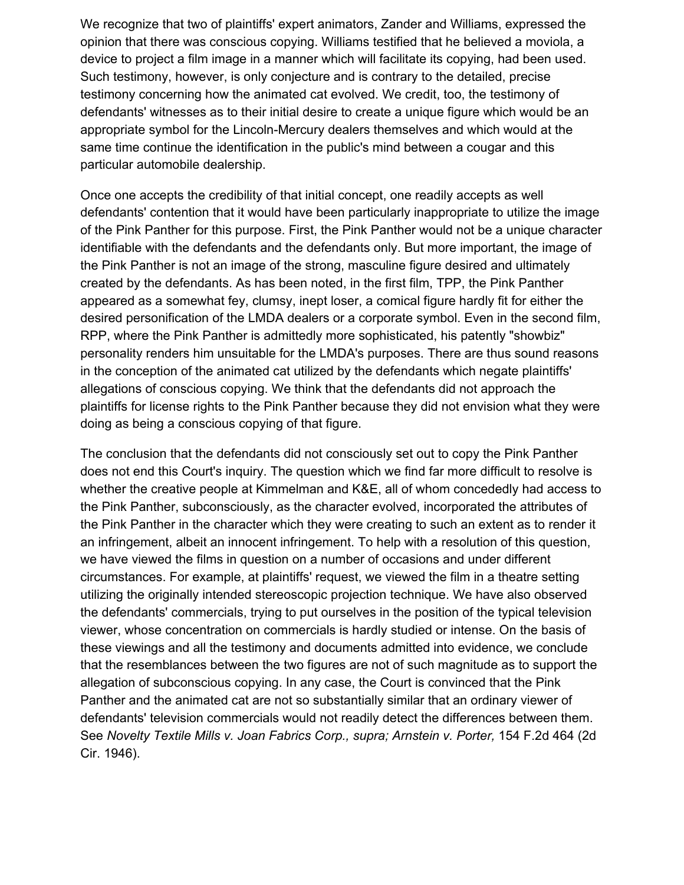We recognize that two of plaintiffs' expert animators, Zander and Williams, expressed the opinion that there was conscious copying. Williams testified that he believed a moviola, a device to project a film image in a manner which will facilitate its copying, had been used. Such testimony, however, is only conjecture and is contrary to the detailed, precise testimony concerning how the animated cat evolved. We credit, too, the testimony of defendants' witnesses as to their initial desire to create a unique figure which would be an appropriate symbol for the Lincoln-Mercury dealers themselves and which would at the same time continue the identification in the public's mind between a cougar and this particular automobile dealership.

Once one accepts the credibility of that initial concept, one readily accepts as well defendants' contention that it would have been particularly inappropriate to utilize the image of the Pink Panther for this purpose. First, the Pink Panther would not be a unique character identifiable with the defendants and the defendants only. But more important, the image of the Pink Panther is not an image of the strong, masculine figure desired and ultimately created by the defendants. As has been noted, in the first film, TPP, the Pink Panther appeared as a somewhat fey, clumsy, inept loser, a comical figure hardly fit for either the desired personification of the LMDA dealers or a corporate symbol. Even in the second film, RPP, where the Pink Panther is admittedly more sophisticated, his patently "showbiz" personality renders him unsuitable for the LMDA's purposes. There are thus sound reasons in the conception of the animated cat utilized by the defendants which negate plaintiffs' allegations of conscious copying. We think that the defendants did not approach the plaintiffs for license rights to the Pink Panther because they did not envision what they were doing as being a conscious copying of that figure.

The conclusion that the defendants did not consciously set out to copy the Pink Panther does not end this Court's inquiry. The question which we find far more difficult to resolve is whether the creative people at Kimmelman and K&E, all of whom concededly had access to the Pink Panther, subconsciously, as the character evolved, incorporated the attributes of the Pink Panther in the character which they were creating to such an extent as to render it an infringement, albeit an innocent infringement. To help with a resolution of this question, we have viewed the films in question on a number of occasions and under different circumstances. For example, at plaintiffs' request, we viewed the film in a theatre setting utilizing the originally intended stereoscopic projection technique. We have also observed the defendants' commercials, trying to put ourselves in the position of the typical television viewer, whose concentration on commercials is hardly studied or intense. On the basis of these viewings and all the testimony and documents admitted into evidence, we conclude that the resemblances between the two figures are not of such magnitude as to support the allegation of subconscious copying. In any case, the Court is convinced that the Pink Panther and the animated cat are not so substantially similar that an ordinary viewer of defendants' television commercials would not readily detect the differences between them. See *Novelty Textile Mills v. Joan Fabrics Corp., supra; Arnstein v. Porter,* 154 F.2d 464 (2d Cir. 1946).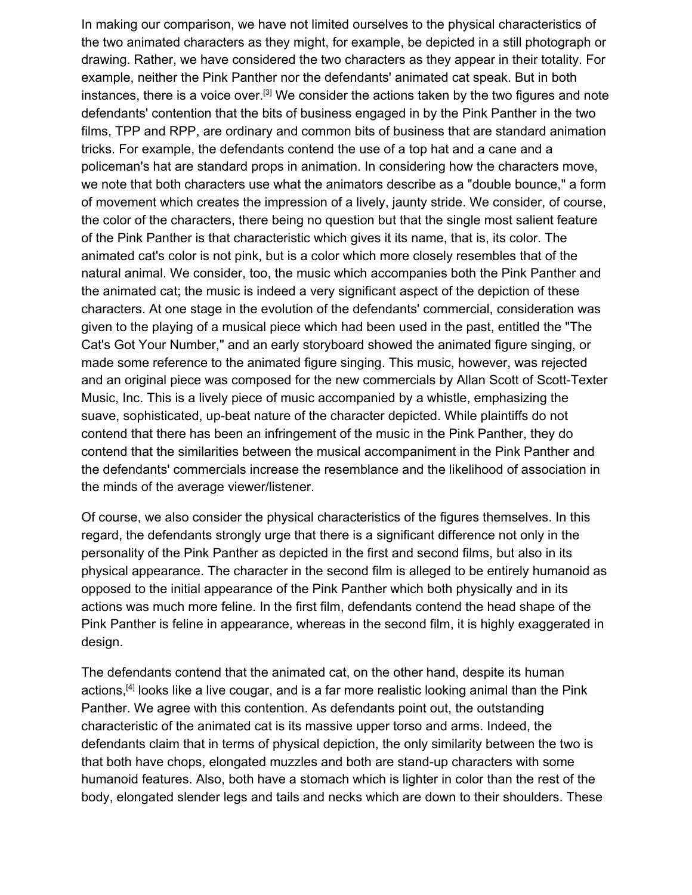In making our comparison, we have not limited ourselves to the physical characteristics of the two animated characters as they might, for example, be depicted in a still photograph or drawing. Rather, we have considered the two characters as they appear in their totality. For example, neither the Pink Panther nor the defendants' animated cat speak. But in both instances, there is a voice over.[3] We consider the actions taken by the two figures and note defendants' contention that the bits of business engaged in by the Pink Panther in the two films, TPP and RPP, are ordinary and common bits of business that are standard animation tricks. For example, the defendants contend the use of a top hat and a cane and a policeman's hat are standard props in animation. In considering how the characters move, we note that both characters use what the animators describe as a "double bounce," a form of movement which creates the impression of a lively, jaunty stride. We consider, of course, the color of the characters, there being no question but that the single most salient feature of the Pink Panther is that characteristic which gives it its name, that is, its color. The animated cat's color is not pink, but is a color which more closely resembles that of the natural animal. We consider, too, the music which accompanies both the Pink Panther and the animated cat; the music is indeed a very significant aspect of the depiction of these characters. At one stage in the evolution of the defendants' commercial, consideration was given to the playing of a musical piece which had been used in the past, entitled the "The Cat's Got Your Number," and an early storyboard showed the animated figure singing, or made some reference to the animated figure singing. This music, however, was rejected and an original piece was composed for the new commercials by Allan Scott of Scott-Texter Music, Inc. This is a lively piece of music accompanied by a whistle, emphasizing the suave, sophisticated, up-beat nature of the character depicted. While plaintiffs do not contend that there has been an infringement of the music in the Pink Panther, they do contend that the similarities between the musical accompaniment in the Pink Panther and the defendants' commercials increase the resemblance and the likelihood of association in the minds of the average viewer/listener.

Of course, we also consider the physical characteristics of the figures themselves. In this regard, the defendants strongly urge that there is a significant difference not only in the personality of the Pink Panther as depicted in the first and second films, but also in its physical appearance. The character in the second film is alleged to be entirely humanoid as opposed to the initial appearance of the Pink Panther which both physically and in its actions was much more feline. In the first film, defendants contend the head shape of the Pink Panther is feline in appearance, whereas in the second film, it is highly exaggerated in design.

The defendants contend that the animated cat, on the other hand, despite its human actions,[4] looks like a live cougar, and is a far more realistic looking animal than the Pink Panther. We agree with this contention. As defendants point out, the outstanding characteristic of the animated cat is its massive upper torso and arms. Indeed, the defendants claim that in terms of physical depiction, the only similarity between the two is that both have chops, elongated muzzles and both are stand-up characters with some humanoid features. Also, both have a stomach which is lighter in color than the rest of the body, elongated slender legs and tails and necks which are down to their shoulders. These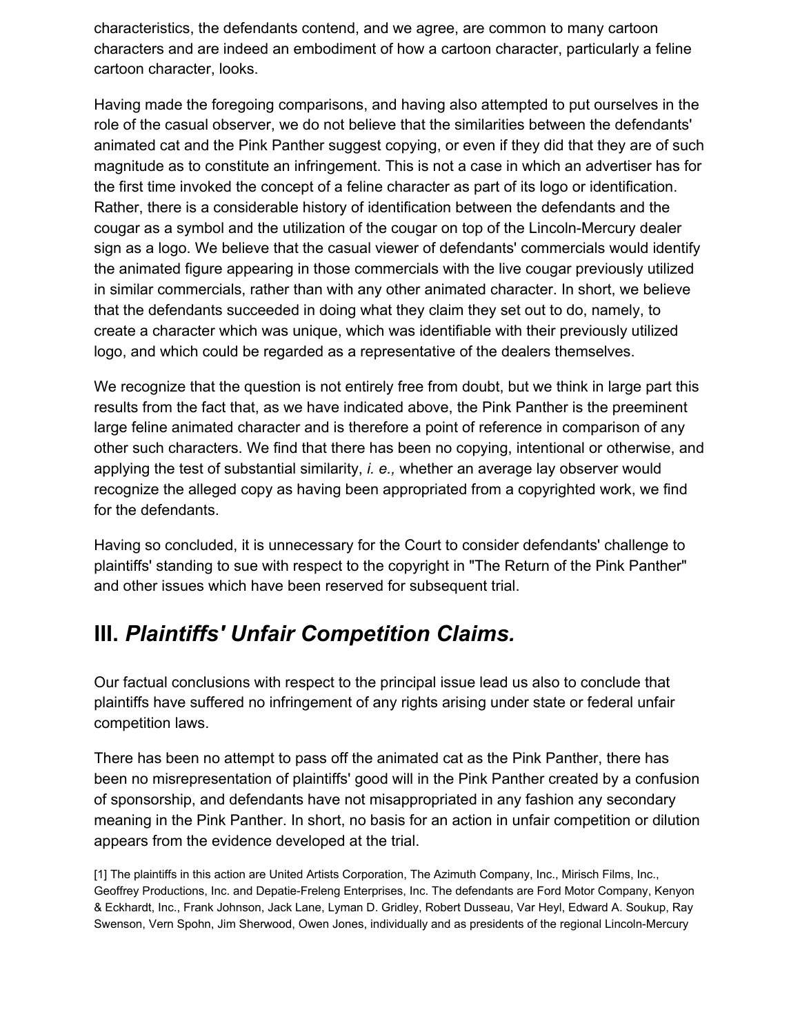characteristics, the defendants contend, and we agree, are common to many cartoon characters and are indeed an embodiment of how a cartoon character, particularly a feline cartoon character, looks.

Having made the foregoing comparisons, and having also attempted to put ourselves in the role of the casual observer, we do not believe that the similarities between the defendants' animated cat and the Pink Panther suggest copying, or even if they did that they are of such magnitude as to constitute an infringement. This is not a case in which an advertiser has for the first time invoked the concept of a feline character as part of its logo or identification. Rather, there is a considerable history of identification between the defendants and the cougar as a symbol and the utilization of the cougar on top of the Lincoln-Mercury dealer sign as a logo. We believe that the casual viewer of defendants' commercials would identify the animated figure appearing in those commercials with the live cougar previously utilized in similar commercials, rather than with any other animated character. In short, we believe that the defendants succeeded in doing what they claim they set out to do, namely, to create a character which was unique, which was identifiable with their previously utilized logo, and which could be regarded as a representative of the dealers themselves.

We recognize that the question is not entirely free from doubt, but we think in large part this results from the fact that, as we have indicated above, the Pink Panther is the preeminent large feline animated character and is therefore a point of reference in comparison of any other such characters. We find that there has been no copying, intentional or otherwise, and applying the test of substantial similarity, *i. e.,* whether an average lay observer would recognize the alleged copy as having been appropriated from a copyrighted work, we find for the defendants.

Having so concluded, it is unnecessary for the Court to consider defendants' challenge to plaintiffs' standing to sue with respect to the copyright in "The Return of the Pink Panther" and other issues which have been reserved for subsequent trial.

## III. *Plaintiffs' Unfair Competition Claims.*

Our factual conclusions with respect to the principal issue lead us also to conclude that plaintiffs have suffered no infringement of any rights arising under state or federal unfair competition laws.

There has been no attempt to pass off the animated cat as the Pink Panther, there has been no misrepresentation of plaintiffs' good will in the Pink Panther created by a confusion of sponsorship, and defendants have not misappropriated in any fashion any secondary meaning in the Pink Panther. In short, no basis for an action in unfair competition or dilution appears from the evidence developed at the trial.

[1] The plaintiffs in this action are United Artists Corporation, The Azimuth Company, Inc., Mirisch Films, Inc., Geoffrey Productions, Inc. and Depatie-Freleng Enterprises, Inc. The defendants are Ford Motor Company, Kenyon & Eckhardt, Inc., Frank Johnson, Jack Lane, Lyman D. Gridley, Robert Dusseau, Var Heyl, Edward A. Soukup, Ray Swenson, Vern Spohn, Jim Sherwood, Owen Jones, individually and as presidents of the regional Lincoln-Mercury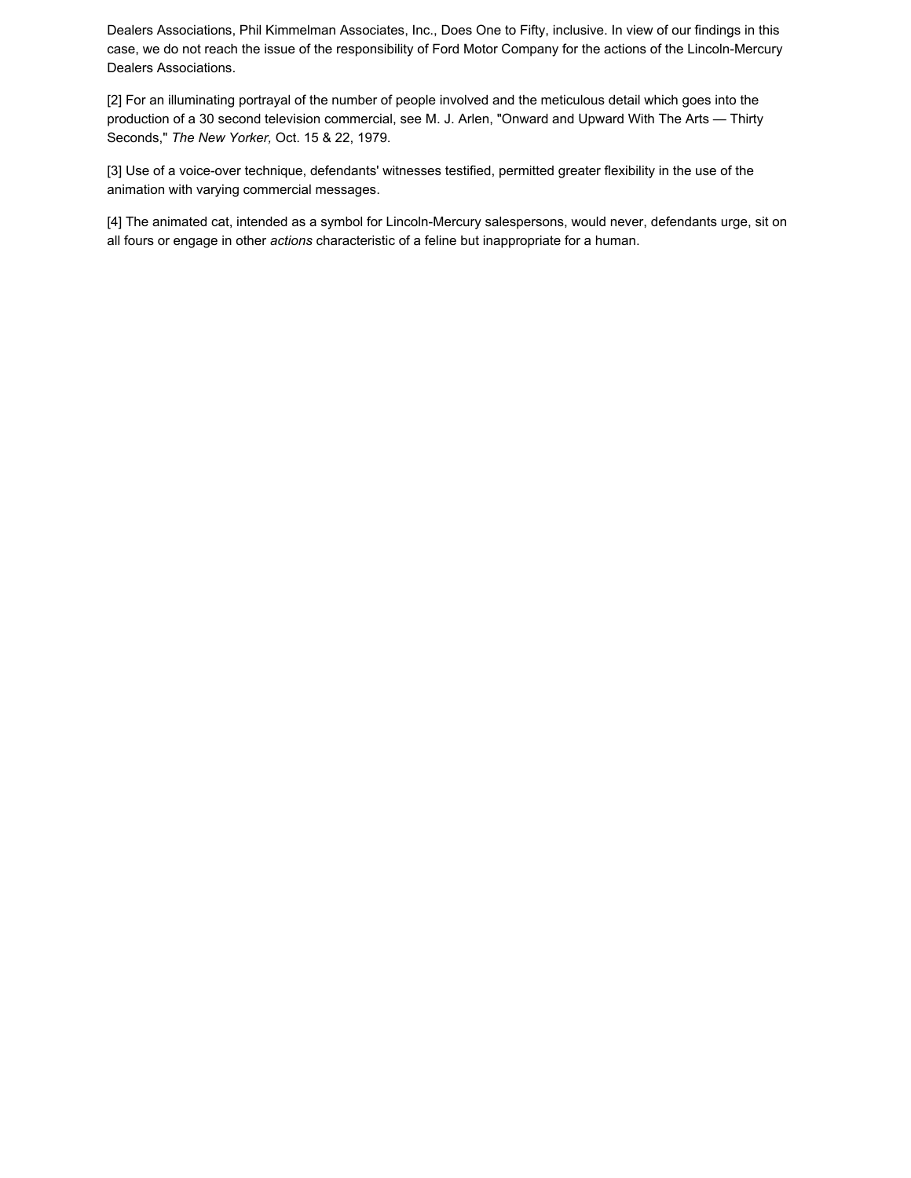Dealers Associations, Phil Kimmelman Associates, Inc., Does One to Fifty, inclusive. In view of our findings in this case, we do not reach the issue of the responsibility of Ford Motor Company for the actions of the Lincoln-Mercury Dealers Associations.

[2] For an illuminating portrayal of the number of people involved and the meticulous detail which goes into the production of a 30 second television commercial, see M. J. Arlen, "Onward and Upward With The Arts — Thirty Seconds," *The New Yorker,* Oct. 15 & 22, 1979.

[3] Use of a voice-over technique, defendants' witnesses testified, permitted greater flexibility in the use of the animation with varying commercial messages.

[4] The animated cat, intended as a symbol for Lincoln-Mercury salespersons, would never, defendants urge, sit on all fours or engage in other *actions* characteristic of a feline but inappropriate for a human.